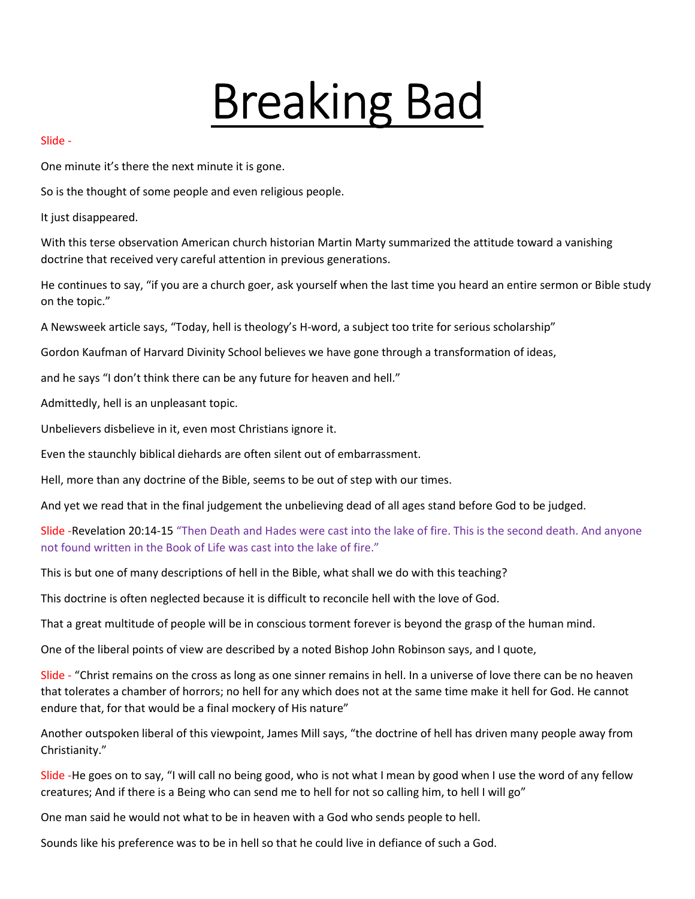# Breaking Bad

Slide -

One minute it's there the next minute it is gone.

So is the thought of some people and even religious people.

It just disappeared.

With this terse observation American church historian Martin Marty summarized the attitude toward a vanishing doctrine that received very careful attention in previous generations.

He continues to say, "if you are a church goer, ask yourself when the last time you heard an entire sermon or Bible study on the topic."

A Newsweek article says, "Today, hell is theology's H-word, a subject too trite for serious scholarship"

Gordon Kaufman of Harvard Divinity School believes we have gone through a transformation of ideas,

and he says "I don't think there can be any future for heaven and hell."

Admittedly, hell is an unpleasant topic.

Unbelievers disbelieve in it, even most Christians ignore it.

Even the staunchly biblical diehards are often silent out of embarrassment.

Hell, more than any doctrine of the Bible, seems to be out of step with our times.

And yet we read that in the final judgement the unbelieving dead of all ages stand before God to be judged.

Slide -Revelation 20:14-15 "Then Death and Hades were cast into the lake of fire. This is the second death. And anyone not found written in the Book of Life was cast into the lake of fire."

This is but one of many descriptions of hell in the Bible, what shall we do with this teaching?

This doctrine is often neglected because it is difficult to reconcile hell with the love of God.

That a great multitude of people will be in conscious torment forever is beyond the grasp of the human mind.

One of the liberal points of view are described by a noted Bishop John Robinson says, and I quote,

Slide - "Christ remains on the cross as long as one sinner remains in hell. In a universe of love there can be no heaven that tolerates a chamber of horrors; no hell for any which does not at the same time make it hell for God. He cannot endure that, for that would be a final mockery of His nature"

Another outspoken liberal of this viewpoint, James Mill says, "the doctrine of hell has driven many people away from Christianity."

Slide -He goes on to say, "I will call no being good, who is not what I mean by good when I use the word of any fellow creatures; And if there is a Being who can send me to hell for not so calling him, to hell I will go"

One man said he would not what to be in heaven with a God who sends people to hell.

Sounds like his preference was to be in hell so that he could live in defiance of such a God.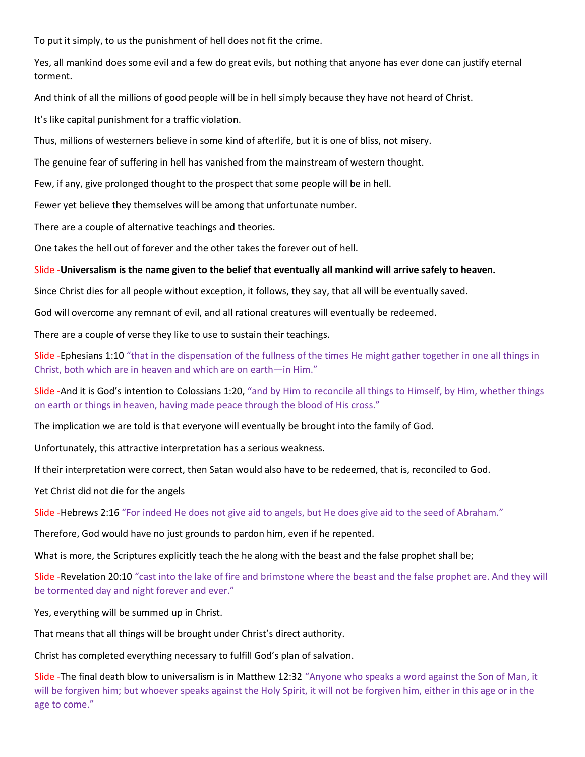To put it simply, to us the punishment of hell does not fit the crime.

Yes, all mankind does some evil and a few do great evils, but nothing that anyone has ever done can justify eternal torment.

And think of all the millions of good people will be in hell simply because they have not heard of Christ.

It's like capital punishment for a traffic violation.

Thus, millions of westerners believe in some kind of afterlife, but it is one of bliss, not misery.

The genuine fear of suffering in hell has vanished from the mainstream of western thought.

Few, if any, give prolonged thought to the prospect that some people will be in hell.

Fewer yet believe they themselves will be among that unfortunate number.

There are a couple of alternative teachings and theories.

One takes the hell out of forever and the other takes the forever out of hell.

Slide -**Universalism is the name given to the belief that eventually all mankind will arrive safely to heaven.**

Since Christ dies for all people without exception, it follows, they say, that all will be eventually saved.

God will overcome any remnant of evil, and all rational creatures will eventually be redeemed.

There are a couple of verse they like to use to sustain their teachings.

Slide -Ephesians 1:10 "that in the dispensation of the fullness of the times He might gather together in one all things in Christ, both which are in heaven and which are on earth—in Him."

Slide -And it is God's intention to Colossians 1:20, "and by Him to reconcile all things to Himself, by Him, whether things on earth or things in heaven, having made peace through the blood of His cross."

The implication we are told is that everyone will eventually be brought into the family of God.

Unfortunately, this attractive interpretation has a serious weakness.

If their interpretation were correct, then Satan would also have to be redeemed, that is, reconciled to God.

Yet Christ did not die for the angels

Slide -Hebrews 2:16 "For indeed He does not give aid to angels, but He does give aid to the seed of Abraham."

Therefore, God would have no just grounds to pardon him, even if he repented.

What is more, the Scriptures explicitly teach the he along with the beast and the false prophet shall be;

Slide -Revelation 20:10 "cast into the lake of fire and brimstone where the beast and the false prophet are. And they will be tormented day and night forever and ever."

Yes, everything will be summed up in Christ.

That means that all things will be brought under Christ's direct authority.

Christ has completed everything necessary to fulfill God's plan of salvation.

Slide -The final death blow to universalism is in Matthew 12:32 "Anyone who speaks a word against the Son of Man, it will be forgiven him; but whoever speaks against the Holy Spirit, it will not be forgiven him, either in this age or in the age to come."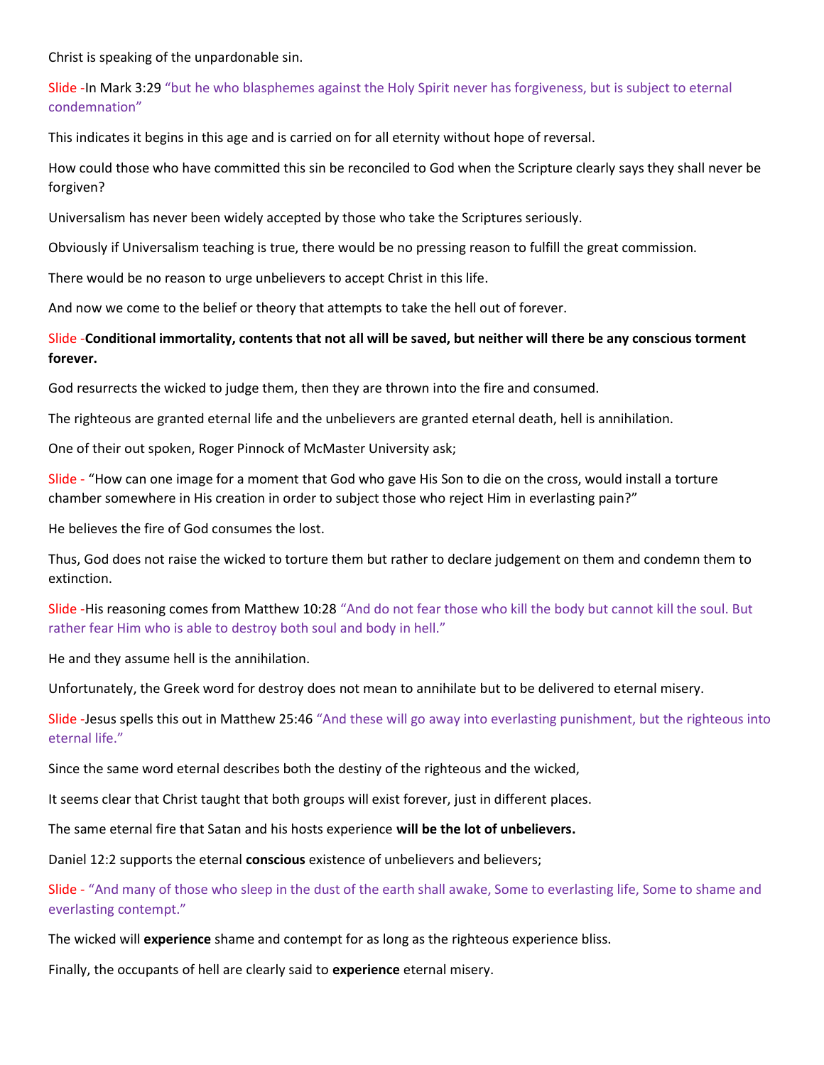Christ is speaking of the unpardonable sin.

Slide -In Mark 3:29 “but he who blasphemes against the Holy Spirit never has forgiveness, but is subject to eternal condemnation”

This indicates it begins in this age and is carried on for all eternity without hope of reversal.

How could those who have committed this sin be reconciled to God when the Scripture clearly says they shall never be forgiven?

Universalism has never been widely accepted by those who take the Scriptures seriously.

Obviously if Universalism teaching is true, there would be no pressing reason to fulfill the great commission.

There would be no reason to urge unbelievers to accept Christ in this life.

And now we come to the belief or theory that attempts to take the hell out of forever.

Slide -**Conditional immortality, contents that not all will be saved, but neither will there be any conscious torment forever.**

God resurrects the wicked to judge them, then they are thrown into the fire and consumed.

The righteous are granted eternal life and the unbelievers are granted eternal death, hell is annihilation.

One of their out spoken, Roger Pinnock of McMaster University ask;

Slide - “How can one image for a moment that God who gave His Son to die on the cross, would install a torture chamber somewhere in His creation in order to subject those who reject Him in everlasting pain?”

He believes the fire of God consumes the lost.

Thus, God does not raise the wicked to torture them but rather to declare judgement on them and condemn them to extinction.

Slide -His reasoning comes from Matthew 10:28 “And do not fear those who kill the body but cannot kill the soul. But rather fear Him who is able to destroy both soul and body in hell.”

He and they assume hell is the annihilation.

Unfortunately, the Greek word for destroy does not mean to annihilate but to be delivered to eternal misery.

Slide -Jesus spells this out in Matthew 25:46 “And these will go away into everlasting punishment, but the righteous into eternal life.”

Since the same word eternal describes both the destiny of the righteous and the wicked,

It seems clear that Christ taught that both groups will exist forever, just in different places.

The same eternal fire that Satan and his hosts experience **will be the lot of unbelievers.**

Daniel 12:2 supports the eternal **conscious** existence of unbelievers and believers;

Slide - “And many of those who sleep in the dust of the earth shall awake, Some to everlasting life, Some to shame and everlasting contempt.”

The wicked will **experience** shame and contempt for as long as the righteous experience bliss.

Finally, the occupants of hell are clearly said to **experience** eternal misery.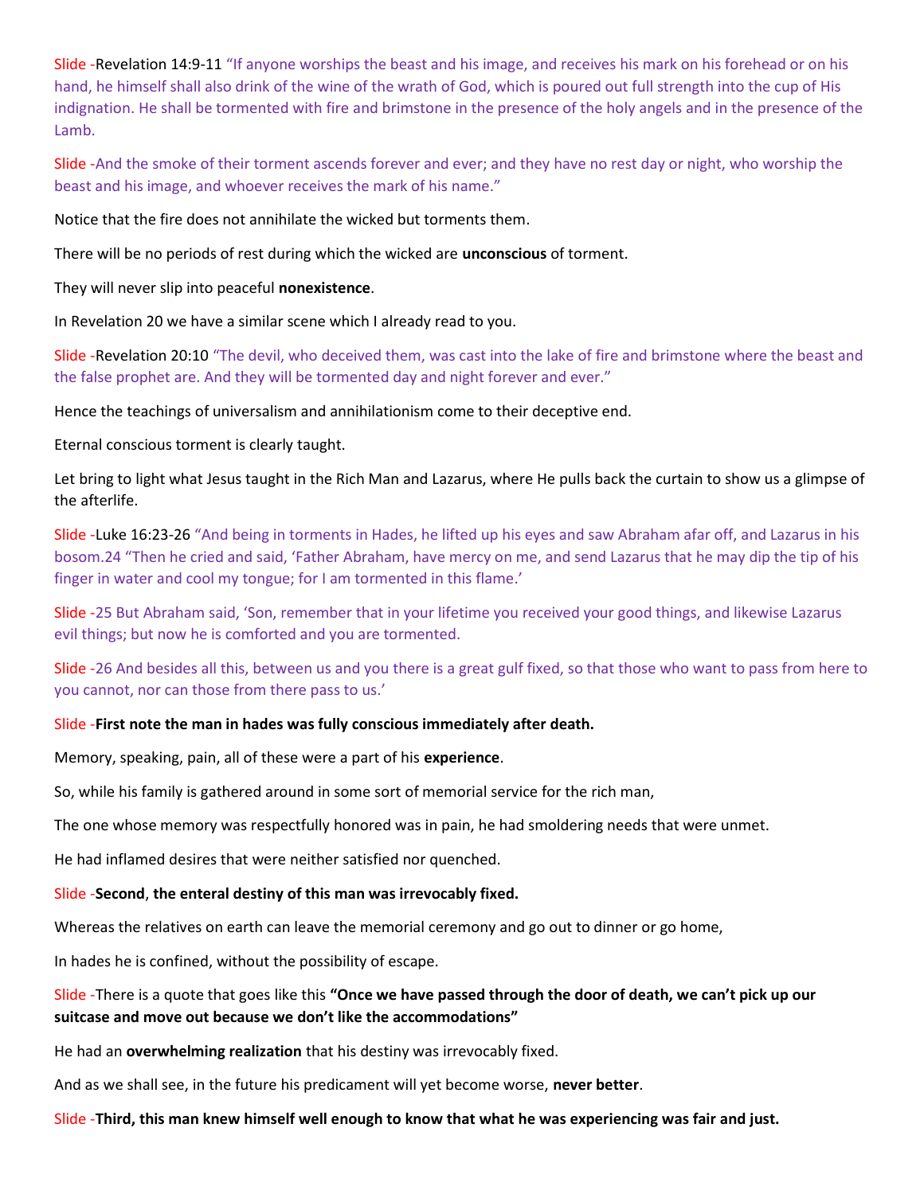Slide -Revelation 14:9-11 "If anyone worships the beast and his image, and receives his mark on his forehead or on his hand, he himself shall also drink of the wine of the wrath of God, which is poured out full strength into the cup of His indignation. He shall be tormented with fire and brimstone in the presence of the holy angels and in the presence of the Lamb.

Slide -And the smoke of their torment ascends forever and ever; and they have no rest day or night, who worship the beast and his image, and whoever receives the mark of his name."

Notice that the fire does not annihilate the wicked but torments them.

There will be no periods of rest during which the wicked are **unconscious** of torment.

They will never slip into peaceful **nonexistence**.

In Revelation 20 we have a similar scene which I already read to you.

Slide -Revelation 20:10 "The devil, who deceived them, was cast into the lake of fire and brimstone where the beast and the false prophet are. And they will be tormented day and night forever and ever."

Hence the teachings of universalism and annihilationism come to their deceptive end.

Eternal conscious torment is clearly taught.

Let bring to light what Jesus taught in the Rich Man and Lazarus, where He pulls back the curtain to show us a glimpse of the afterlife.

Slide -Luke 16:23-26 "And being in torments in Hades, he lifted up his eyes and saw Abraham afar off, and Lazarus in his bosom.24 "Then he cried and said, 'Father Abraham, have mercy on me, and send Lazarus that he may dip the tip of his finger in water and cool my tongue; for I am tormented in this flame.'

Slide -25 But Abraham said, 'Son, remember that in your lifetime you received your good things, and likewise Lazarus evil things; but now he is comforted and you are tormented.

Slide -26 And besides all this, between us and you there is a great gulf fixed, so that those who want to pass from here to you cannot, nor can those from there pass to us.'

Slide -**First note the man in hades was fully conscious immediately after death.**

Memory, speaking, pain, all of these were a part of his **experience**.

So, while his family is gathered around in some sort of memorial service for the rich man,

The one whose memory was respectfully honored was in pain, he had smoldering needs that were unmet.

He had inflamed desires that were neither satisfied nor quenched.

Slide -**Second**, **the enteral destiny of this man was irrevocably fixed.**

Whereas the relatives on earth can leave the memorial ceremony and go out to dinner or go home,

In hades he is confined, without the possibility of escape.

Slide -There is a quote that goes like this **"Once we have passed through the door of death, we can't pick up our suitcase and move out because we don't like the accommodations"**

He had an **overwhelming realization** that his destiny was irrevocably fixed.

And as we shall see, in the future his predicament will yet become worse, **never better**.

Slide -**Third, this man knew himself well enough to know that what he was experiencing was fair and just.**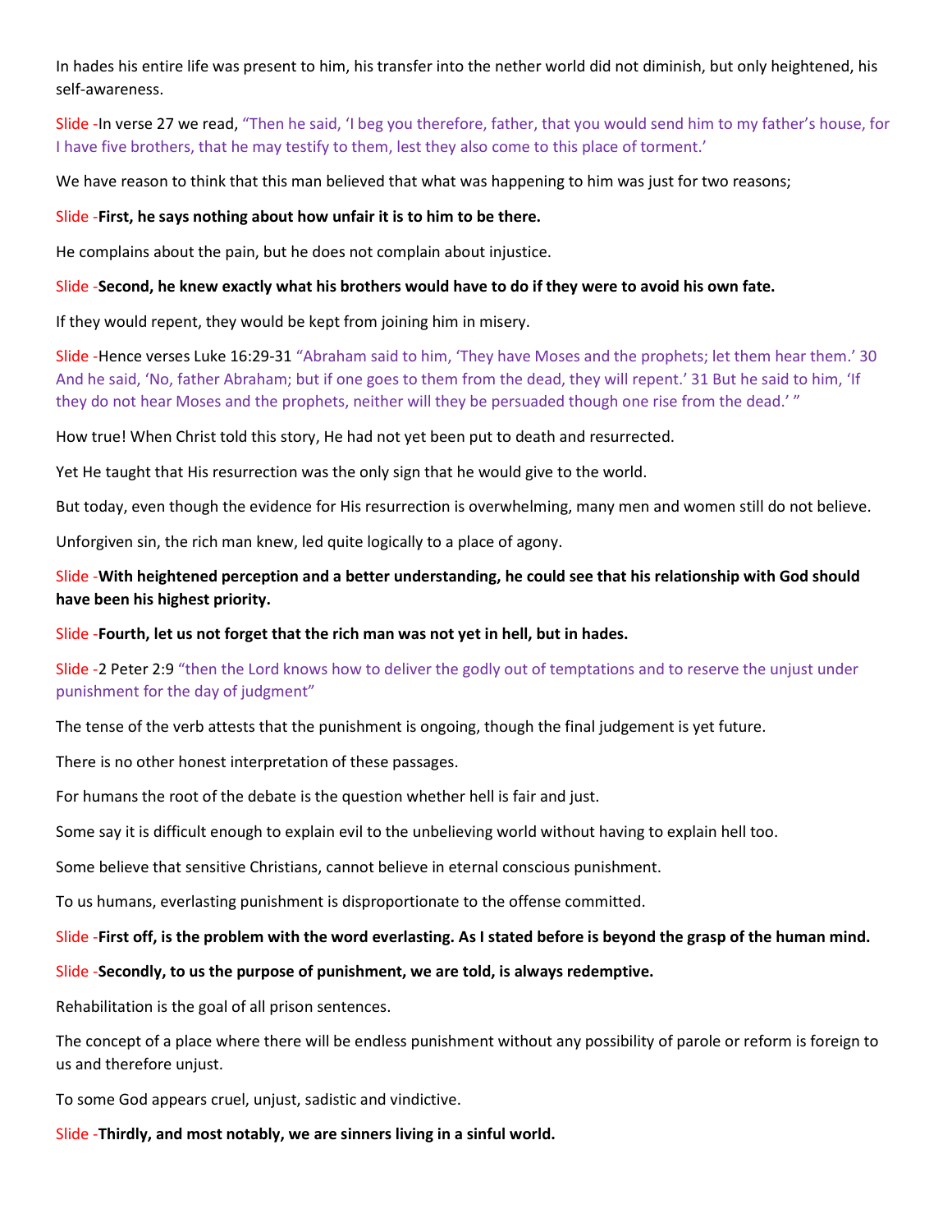In hades his entire life was present to him, his transfer into the nether world did not diminish, but only heightened, his self-awareness.

Slide -In verse 27 we read, “Then he said, ‘I beg you therefore, father, that you would send him to my father’s house, for I have five brothers, that he may testify to them, lest they also come to this place of torment.’

We have reason to think that this man believed that what was happening to him was just for two reasons;

Slide -**First, he says nothing about how unfair it is to him to be there.**

He complains about the pain, but he does not complain about injustice.

Slide -**Second, he knew exactly what his brothers would have to do if they were to avoid his own fate.**

If they would repent, they would be kept from joining him in misery.

Slide -Hence verses Luke 16:29-31 “Abraham said to him, ‘They have Moses and the prophets; let them hear them.’ 30 And he said, ‘No, father Abraham; but if one goes to them from the dead, they will repent.’ 31 But he said to him, ‘If they do not hear Moses and the prophets, neither will they be persuaded though one rise from the dead.’ ”

How true! When Christ told this story, He had not yet been put to death and resurrected.

Yet He taught that His resurrection was the only sign that he would give to the world.

But today, even though the evidence for His resurrection is overwhelming, many men and women still do not believe.

Unforgiven sin, the rich man knew, led quite logically to a place of agony.

Slide -**With heightened perception and a better understanding, he could see that his relationship with God should have been his highest priority.**

Slide -**Fourth, let us not forget that the rich man was not yet in hell, but in hades.**

Slide -2 Peter 2:9 “then the Lord knows how to deliver the godly out of temptations and to reserve the unjust under punishment for the day of judgment”

The tense of the verb attests that the punishment is ongoing, though the final judgement is yet future.

There is no other honest interpretation of these passages.

For humans the root of the debate is the question whether hell is fair and just.

Some say it is difficult enough to explain evil to the unbelieving world without having to explain hell too.

Some believe that sensitive Christians, cannot believe in eternal conscious punishment.

To us humans, everlasting punishment is disproportionate to the offense committed.

Slide -**First off, is the problem with the word everlasting. As I stated before is beyond the grasp of the human mind.**

Slide -**Secondly, to us the purpose of punishment, we are told, is always redemptive.**

Rehabilitation is the goal of all prison sentences.

The concept of a place where there will be endless punishment without any possibility of parole or reform is foreign to us and therefore unjust.

To some God appears cruel, unjust, sadistic and vindictive.

Slide -**Thirdly, and most notably, we are sinners living in a sinful world.**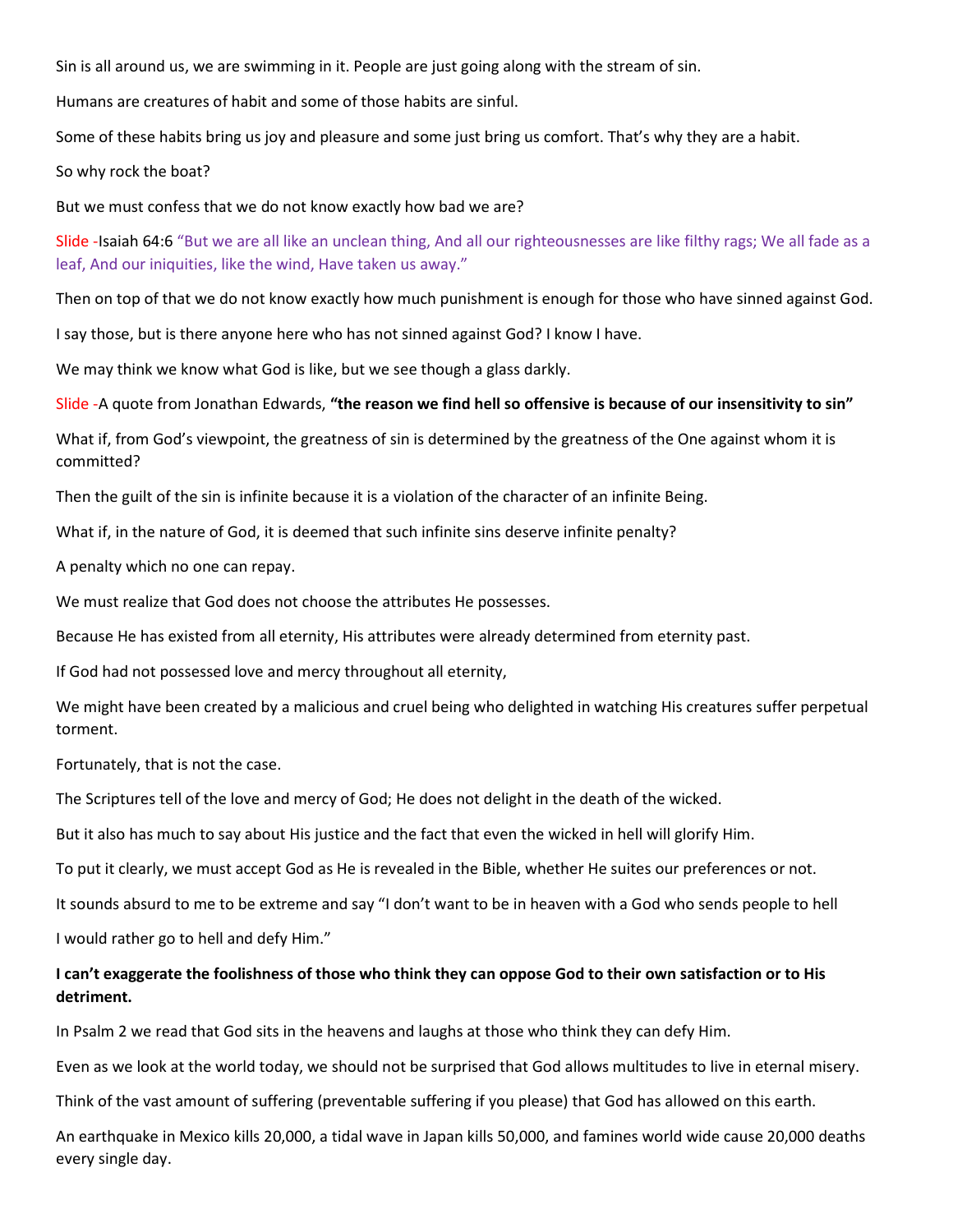Sin is all around us, we are swimming in it. People are just going along with the stream of sin.

Humans are creatures of habit and some of those habits are sinful.

Some of these habits bring us joy and pleasure and some just bring us comfort. That's why they are a habit.

So why rock the boat?

But we must confess that we do not know exactly how bad we are?

Slide -Isaiah 64:6 "But we are all like an unclean thing, And all our righteousnesses are like filthy rags; We all fade as a leaf, And our iniquities, like the wind, Have taken us away."

Then on top of that we do not know exactly how much punishment is enough for those who have sinned against God.

I say those, but is there anyone here who has not sinned against God? I know I have.

We may think we know what God is like, but we see though a glass darkly.

Slide -A quote from Jonathan Edwards, **"the reason we find hell so offensive is because of our insensitivity to sin"**

What if, from God's viewpoint, the greatness of sin is determined by the greatness of the One against whom it is committed?

Then the guilt of the sin is infinite because it is a violation of the character of an infinite Being.

What if, in the nature of God, it is deemed that such infinite sins deserve infinite penalty?

A penalty which no one can repay.

We must realize that God does not choose the attributes He possesses.

Because He has existed from all eternity, His attributes were already determined from eternity past.

If God had not possessed love and mercy throughout all eternity,

We might have been created by a malicious and cruel being who delighted in watching His creatures suffer perpetual torment.

Fortunately, that is not the case.

The Scriptures tell of the love and mercy of God; He does not delight in the death of the wicked.

But it also has much to say about His justice and the fact that even the wicked in hell will glorify Him.

To put it clearly, we must accept God as He is revealed in the Bible, whether He suites our preferences or not.

It sounds absurd to me to be extreme and say "I don't want to be in heaven with a God who sends people to hell

I would rather go to hell and defy Him."

**I can't exaggerate the foolishness of those who think they can oppose God to their own satisfaction or to His detriment.**

In Psalm 2 we read that God sits in the heavens and laughs at those who think they can defy Him.

Even as we look at the world today, we should not be surprised that God allows multitudes to live in eternal misery.

Think of the vast amount of suffering (preventable suffering if you please) that God has allowed on this earth.

An earthquake in Mexico kills 20,000, a tidal wave in Japan kills 50,000, and famines world wide cause 20,000 deaths every single day.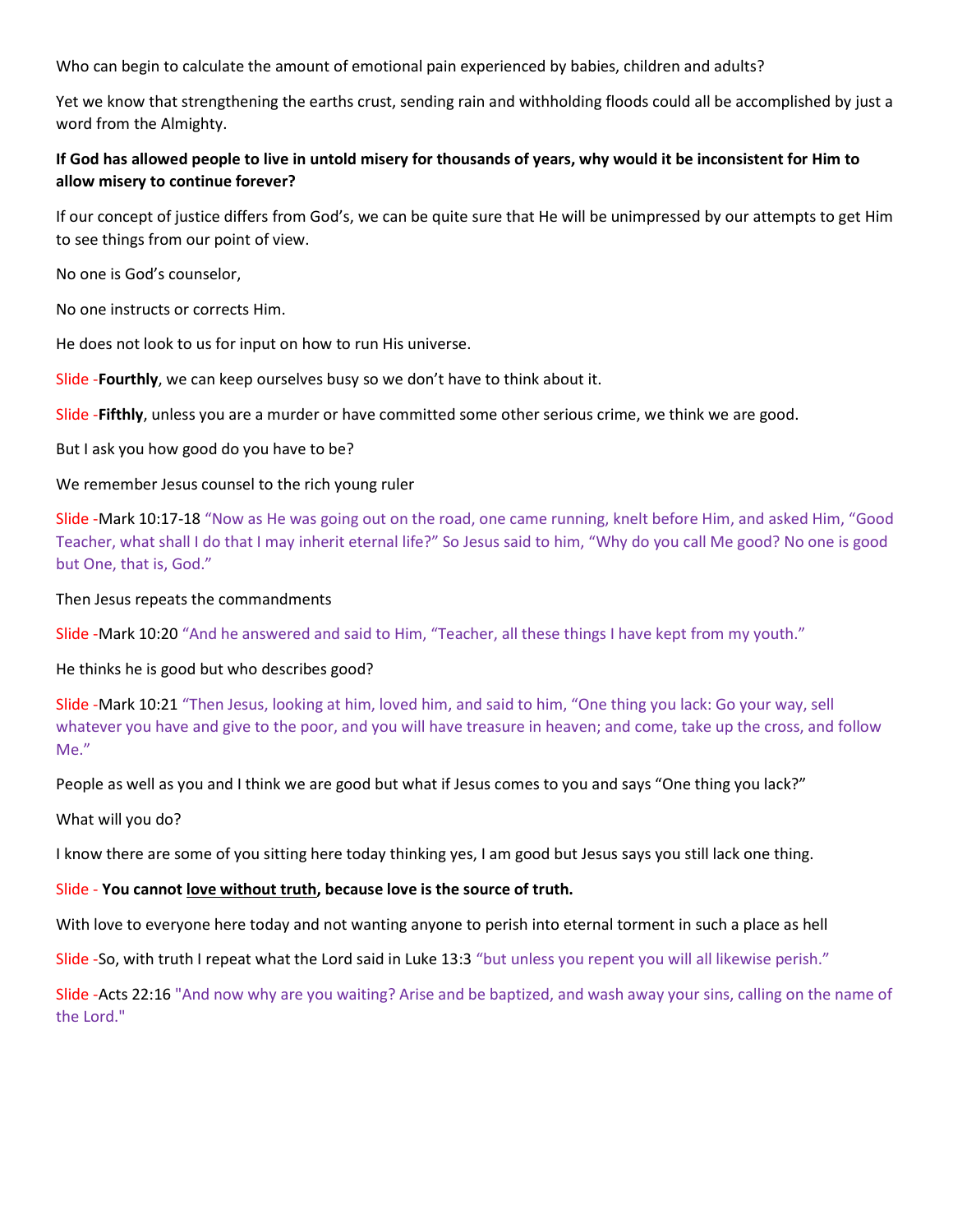Who can begin to calculate the amount of emotional pain experienced by babies, children and adults?

Yet we know that strengthening the earths crust, sending rain and withholding floods could all be accomplished by just a word from the Almighty.

**If God has allowed people to live in untold misery for thousands of years, why would it be inconsistent for Him to allow misery to continue forever?**

If our concept of justice differs from God's, we can be quite sure that He will be unimpressed by our attempts to get Him to see things from our point of view.

No one is God's counselor,

No one instructs or corrects Him.

He does not look to us for input on how to run His universe.

Slide -**Fourthly**, we can keep ourselves busy so we don't have to think about it.

Slide -**Fifthly**, unless you are a murder or have committed some other serious crime, we think we are good.

But I ask you how good do you have to be?

We remember Jesus counsel to the rich young ruler

Slide -Mark 10:17-18 "Now as He was going out on the road, one came running, knelt before Him, and asked Him, "Good Teacher, what shall I do that I may inherit eternal life?" So Jesus said to him, "Why do you call Me good? No one is good but One, that is, God."

Then Jesus repeats the commandments

Slide -Mark 10:20 "And he answered and said to Him, "Teacher, all these things I have kept from my youth."

He thinks he is good but who describes good?

Slide -Mark 10:21 "Then Jesus, looking at him, loved him, and said to him, "One thing you lack: Go your way, sell whatever you have and give to the poor, and you will have treasure in heaven; and come, take up the cross, and follow Me."

People as well as you and I think we are good but what if Jesus comes to you and says "One thing you lack?"

What will you do?

I know there are some of you sitting here today thinking yes, I am good but Jesus says you still lack one thing.

Slide - **You cannot <u>love without truth</u>, because love is the source of truth.**

With love to everyone here today and not wanting anyone to perish into eternal torment in such a place as hell

Slide -So, with truth I repeat what the Lord said in Luke 13:3 "but unless you repent you will all likewise perish."

Slide -Acts 22:16 "And now why are you waiting? Arise and be baptized, and wash away your sins, calling on the name of the Lord."